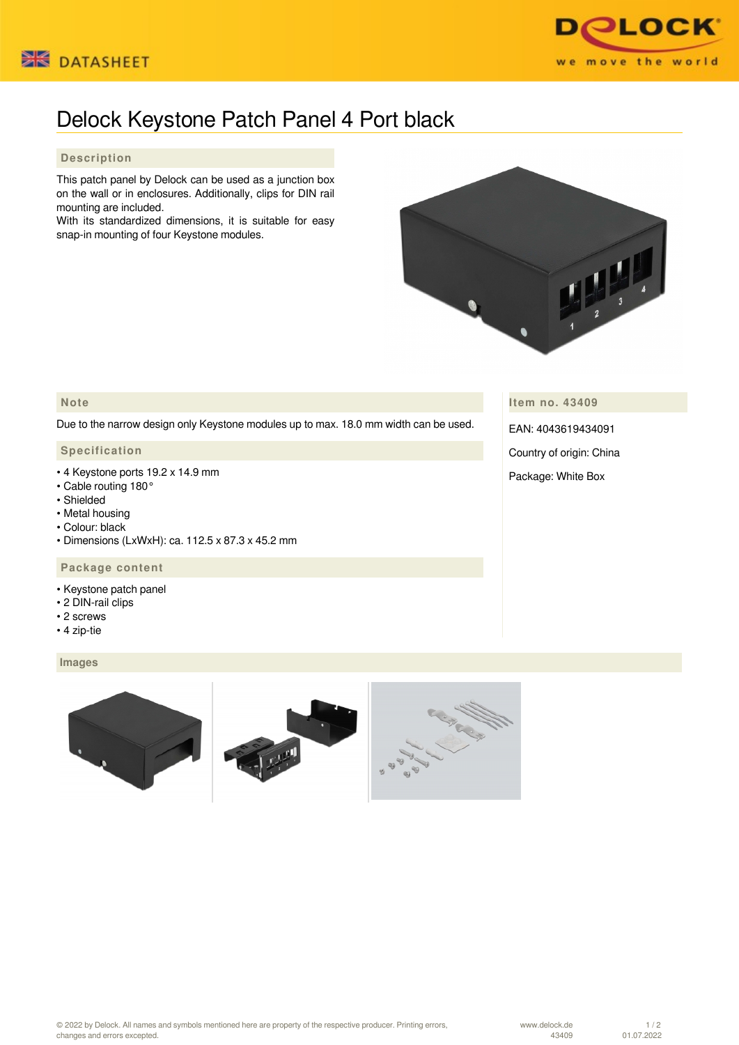# Delock Keystone Patch Panel 4 Port black

## Description

This patch panel by Delock can be used as a junction box on the wall or in enclosures. Additionally, clips for DIN rail mounting are included.
With its standardized dimensions, it is suitable for easy snap-in mounting of four Keystone modules.

## Note

Due to the narrow design only Keystone modules up to max. 18.0 mm width can be used.

## Specification

- 4 Keystone ports 19.2 x 14.9 mm
- Cable routing 180°
- Shielded
- Metal housing
- Colour: black
- Dimensions (LxWxH): ca. 112.5 x 87.3 x 45.2 mm

## Package content

- Keystone patch panel
- 2 DIN-rail clips
- 2 screws
- 4 zip-tie

## Item no. 43409

EAN: 4043619434091

Country of origin: China

Package: White Box

## Images

© 2022 by Delock. All names and symbols mentioned here are property of the respective producer. Printing errors, changes and errors excepted.

www.delock.de
43409
01.07.2022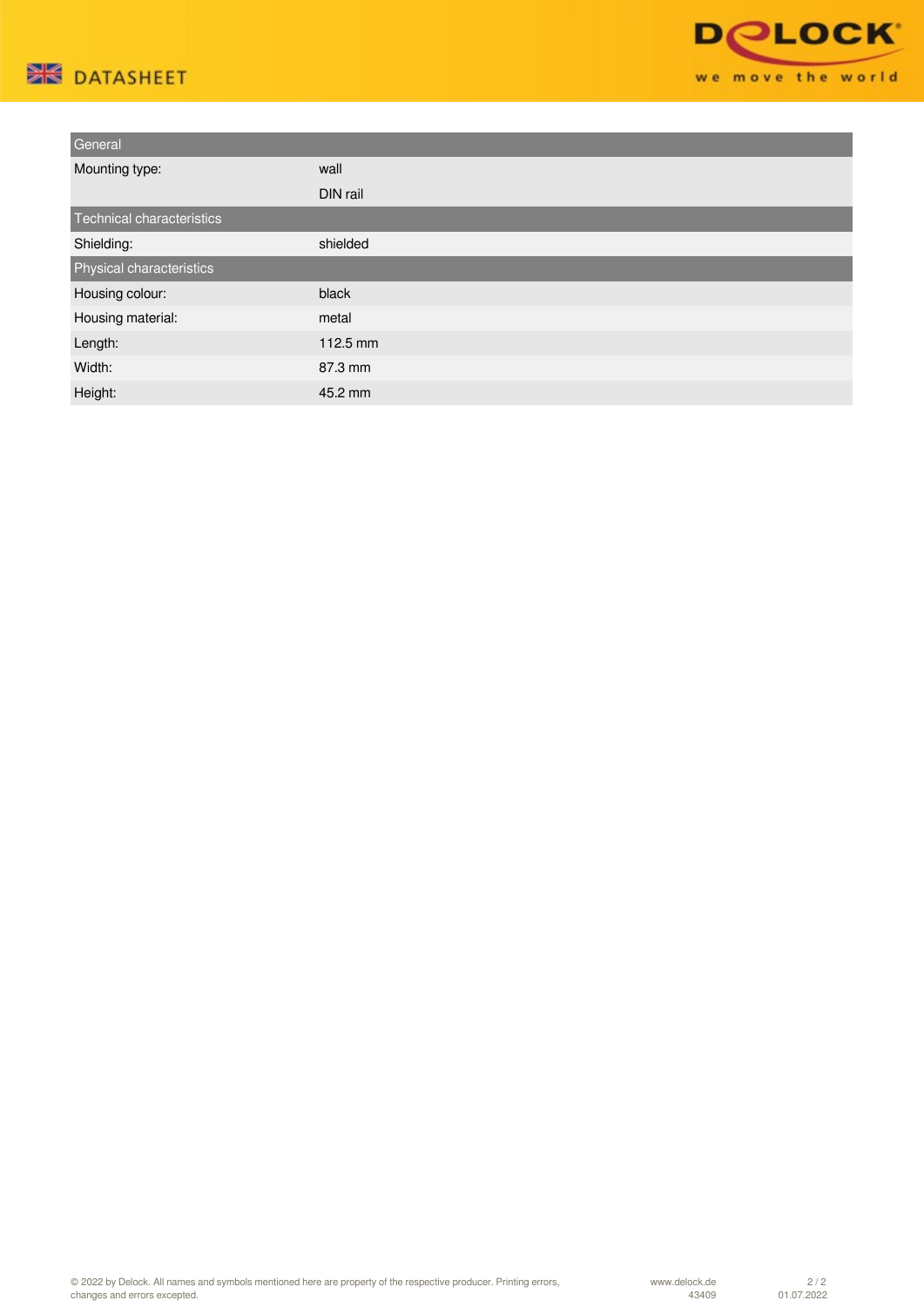| General | |
|---|---|
| Mounting type: | wall |
| | DIN rail |
| **Technical characteristics** | |
| Shielding: | shielded |
| **Physical characteristics** | |
| Housing colour: | black |
| Housing material: | metal |
| Length: | 112.5 mm |
| Width: | 87.3 mm |
| Height: | 45.2 mm |